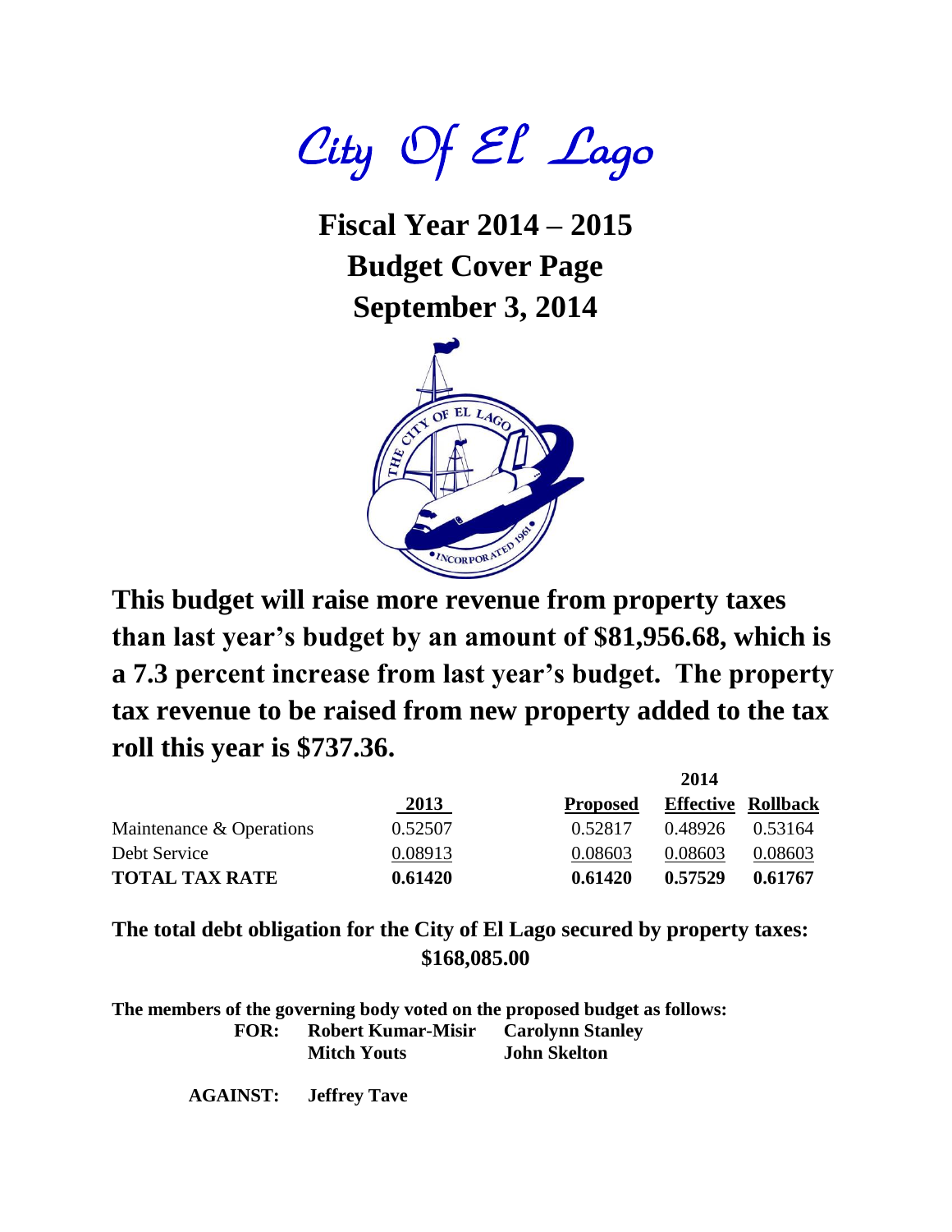# City Of El Lago

## Fiscal Year 2014 – 2015
## Budget Cover Page
## September 3, 2014

**This budget will raise more revenue from property taxes than last year's budget by an amount of $81,956.68, which is a 7.3 percent increase from last year's budget. The property tax revenue to be raised from new property added to the tax roll this year is $737.36.**

| | 2013 | 2014 Proposed | 2014 Effective | 2014 Rollback |
|---|---|---|---|---|
| Maintenance & Operations | 0.52507 | 0.52817 | 0.48926 | 0.53164 |
| Debt Service | 0.08913 | 0.08603 | 0.08603 | 0.08603 |
| **TOTAL TAX RATE** | **0.61420** | **0.61420** | **0.57529** | **0.61767** |

**The total debt obligation for the City of El Lago secured by property taxes: $168,085.00**

**The members of the governing body voted on the proposed budget as follows:**

**FOR:** **Robert Kumar-Misir**, **Carolynn Stanley**, **Mitch Youts**, **John Skelton**

**AGAINST:** **Jeffrey Tave**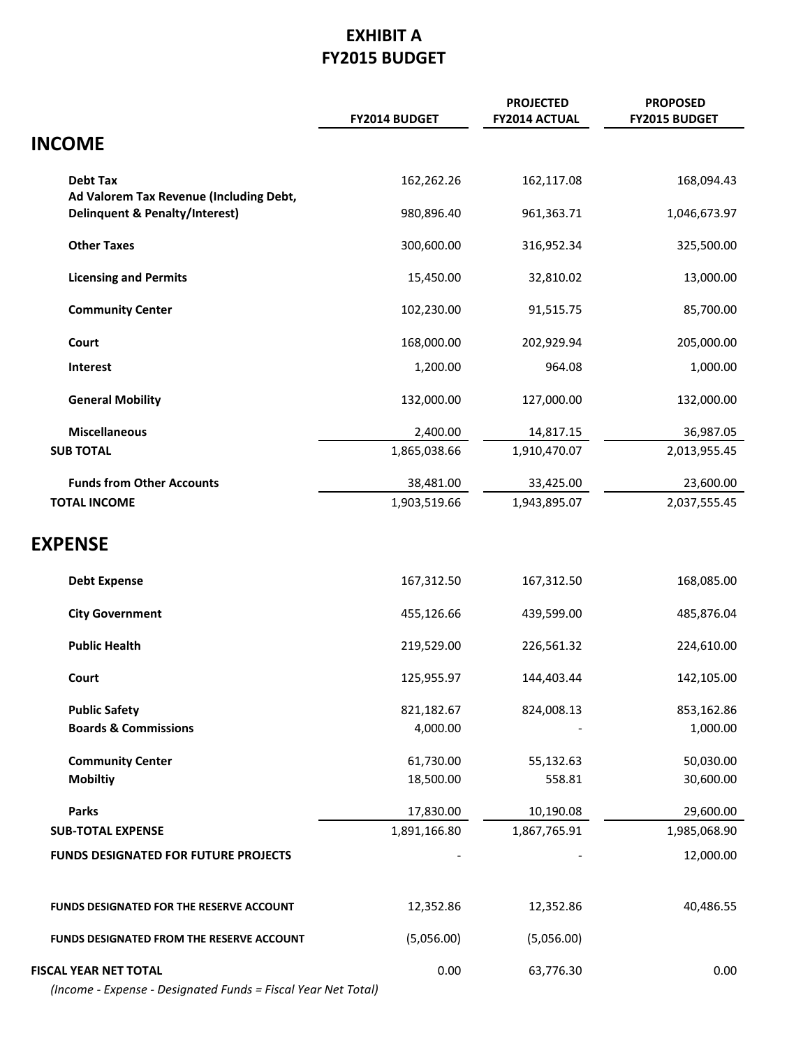# EXHIBIT A
# FY2015 BUDGET

| | FY2014 BUDGET | PROJECTED FY2014 ACTUAL | PROPOSED FY2015 BUDGET |
|---|---|---|---|
| **INCOME** | | | |
| **Debt Tax** | 162,262.26 | 162,117.08 | 168,094.43 |
| **Ad Valorem Tax Revenue (Including Debt, Delinquent & Penalty/Interest)** | 980,896.40 | 961,363.71 | 1,046,673.97 |
| **Other Taxes** | 300,600.00 | 316,952.34 | 325,500.00 |
| **Licensing and Permits** | 15,450.00 | 32,810.02 | 13,000.00 |
| **Community Center** | 102,230.00 | 91,515.75 | 85,700.00 |
| **Court** | 168,000.00 | 202,929.94 | 205,000.00 |
| **Interest** | 1,200.00 | 964.08 | 1,000.00 |
| **General Mobility** | 132,000.00 | 127,000.00 | 132,000.00 |
| **Miscellaneous** | 2,400.00 | 14,817.15 | 36,987.05 |
| **SUB TOTAL** | 1,865,038.66 | 1,910,470.07 | 2,013,955.45 |
| **Funds from Other Accounts** | 38,481.00 | 33,425.00 | 23,600.00 |
| **TOTAL INCOME** | 1,903,519.66 | 1,943,895.07 | 2,037,555.45 |
| **EXPENSE** | | | |
| **Debt Expense** | 167,312.50 | 167,312.50 | 168,085.00 |
| **City Government** | 455,126.66 | 439,599.00 | 485,876.04 |
| **Public Health** | 219,529.00 | 226,561.32 | 224,610.00 |
| **Court** | 125,955.97 | 144,403.44 | 142,105.00 |
| **Public Safety** | 821,182.67 | 824,008.13 | 853,162.86 |
| **Boards & Commissions** | 4,000.00 | - | 1,000.00 |
| **Community Center** | 61,730.00 | 55,132.63 | 50,030.00 |
| **Mobiltiy** | 18,500.00 | 558.81 | 30,600.00 |
| **Parks** | 17,830.00 | 10,190.08 | 29,600.00 |
| **SUB-TOTAL EXPENSE** | 1,891,166.80 | 1,867,765.91 | 1,985,068.90 |
| **FUNDS DESIGNATED FOR FUTURE PROJECTS** | - | - | 12,000.00 |
| **FUNDS DESIGNATED FOR THE RESERVE ACCOUNT** | 12,352.86 | 12,352.86 | 40,486.55 |
| **FUNDS DESIGNATED FROM THE RESERVE ACCOUNT** | (5,056.00) | (5,056.00) | |
| **FISCAL YEAR NET TOTAL** | 0.00 | 63,776.30 | 0.00 |

*(Income - Expense - Designated Funds = Fiscal Year Net Total)*